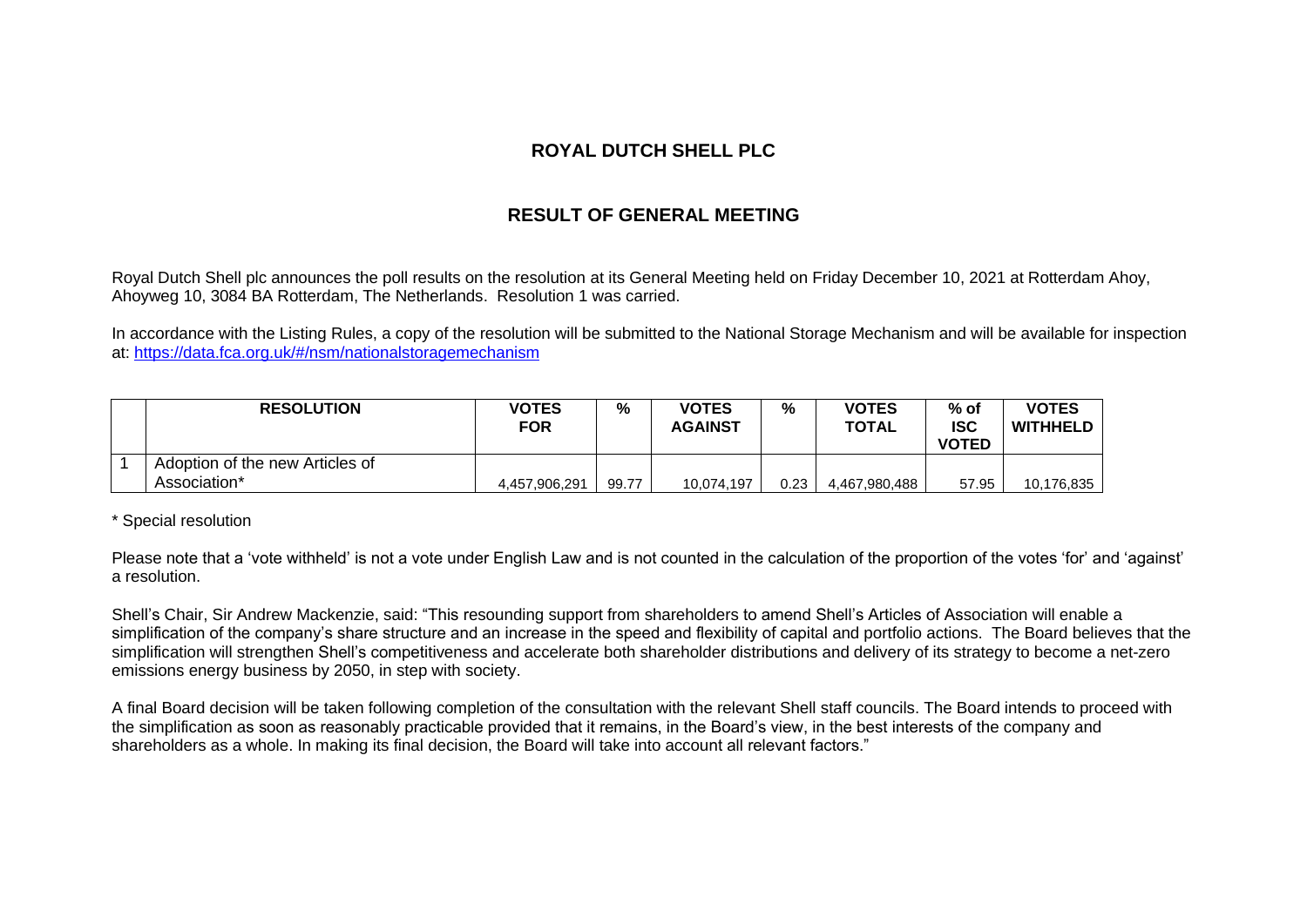# ROYAL DUTCH SHELL PLC

## RESULT OF GENERAL MEETING

Royal Dutch Shell plc announces the poll results on the resolution at its General Meeting held on Friday December 10, 2021 at Rotterdam Ahoy, Ahoyweg 10, 3084 BA Rotterdam, The Netherlands. Resolution 1 was carried.

In accordance with the Listing Rules, a copy of the resolution will be submitted to the National Storage Mechanism and will be available for inspection at: https://data.fca.org.uk/#/nsm/nationalstoragemechanism

| | RESOLUTION | VOTES FOR | % | VOTES AGAINST | % | VOTES TOTAL | % of ISC VOTED | VOTES WITHHELD |
|---|---|---|---|---|---|---|---|---|
| 1 | Adoption of the new Articles of Association* | 4,457,906,291 | 99.77 | 10,074,197 | 0.23 | 4,467,980,488 | 57.95 | 10,176,835 |

* Special resolution

Please note that a 'vote withheld' is not a vote under English Law and is not counted in the calculation of the proportion of the votes 'for' and 'against' a resolution.

Shell's Chair, Sir Andrew Mackenzie, said: "This resounding support from shareholders to amend Shell's Articles of Association will enable a simplification of the company's share structure and an increase in the speed and flexibility of capital and portfolio actions. The Board believes that the simplification will strengthen Shell's competitiveness and accelerate both shareholder distributions and delivery of its strategy to become a net-zero emissions energy business by 2050, in step with society.

A final Board decision will be taken following completion of the consultation with the relevant Shell staff councils. The Board intends to proceed with the simplification as soon as reasonably practicable provided that it remains, in the Board's view, in the best interests of the company and shareholders as a whole. In making its final decision, the Board will take into account all relevant factors."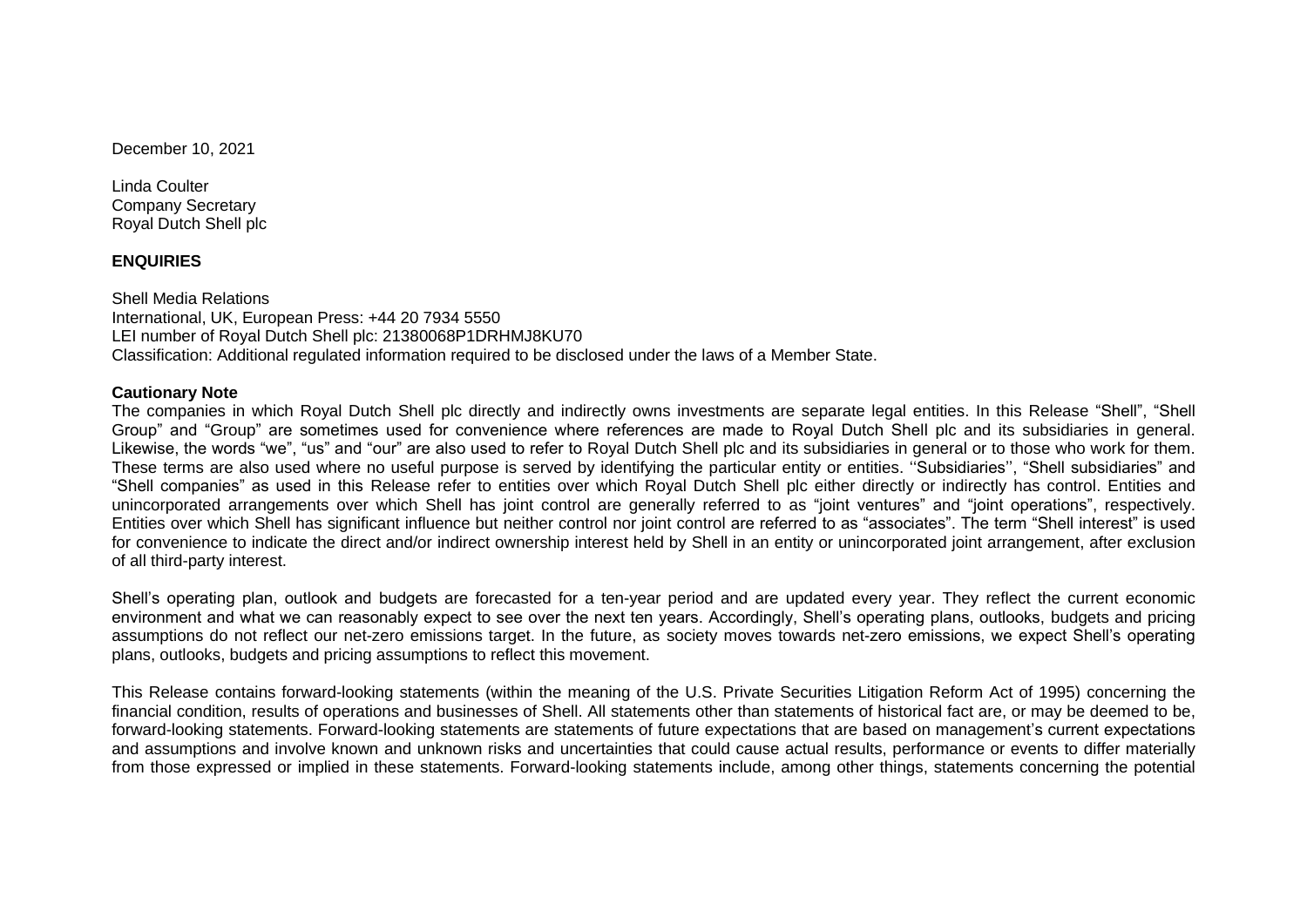December 10, 2021

Linda Coulter
Company Secretary
Royal Dutch Shell plc

**ENQUIRIES**

Shell Media Relations
International, UK, European Press: +44 20 7934 5550
LEI number of Royal Dutch Shell plc: 21380068P1DRHMJ8KU70
Classification: Additional regulated information required to be disclosed under the laws of a Member State.

**Cautionary Note**

The companies in which Royal Dutch Shell plc directly and indirectly owns investments are separate legal entities. In this Release "Shell", "Shell Group" and "Group" are sometimes used for convenience where references are made to Royal Dutch Shell plc and its subsidiaries in general. Likewise, the words "we", "us" and "our" are also used to refer to Royal Dutch Shell plc and its subsidiaries in general or to those who work for them. These terms are also used where no useful purpose is served by identifying the particular entity or entities. ''Subsidiaries'', "Shell subsidiaries" and "Shell companies" as used in this Release refer to entities over which Royal Dutch Shell plc either directly or indirectly has control. Entities and unincorporated arrangements over which Shell has joint control are generally referred to as "joint ventures" and "joint operations", respectively. Entities over which Shell has significant influence but neither control nor joint control are referred to as "associates". The term "Shell interest" is used for convenience to indicate the direct and/or indirect ownership interest held by Shell in an entity or unincorporated joint arrangement, after exclusion of all third-party interest.

Shell's operating plan, outlook and budgets are forecasted for a ten-year period and are updated every year. They reflect the current economic environment and what we can reasonably expect to see over the next ten years. Accordingly, Shell's operating plans, outlooks, budgets and pricing assumptions do not reflect our net-zero emissions target. In the future, as society moves towards net-zero emissions, we expect Shell's operating plans, outlooks, budgets and pricing assumptions to reflect this movement.

This Release contains forward-looking statements (within the meaning of the U.S. Private Securities Litigation Reform Act of 1995) concerning the financial condition, results of operations and businesses of Shell. All statements other than statements of historical fact are, or may be deemed to be, forward-looking statements. Forward-looking statements are statements of future expectations that are based on management's current expectations and assumptions and involve known and unknown risks and uncertainties that could cause actual results, performance or events to differ materially from those expressed or implied in these statements. Forward-looking statements include, among other things, statements concerning the potential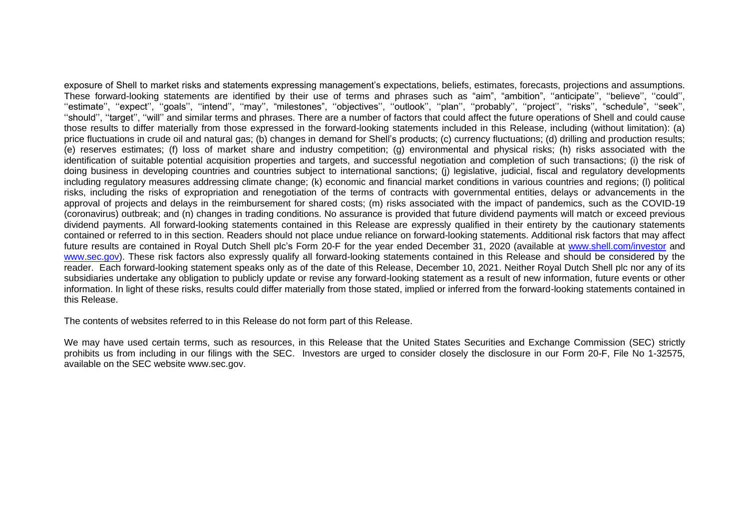exposure of Shell to market risks and statements expressing management's expectations, beliefs, estimates, forecasts, projections and assumptions. These forward-looking statements are identified by their use of terms and phrases such as "aim", "ambition", ''anticipate'', ''believe'', ''could'', ''estimate'', ''expect'', ''goals'', ''intend'', ''may'', "milestones", ''objectives'', ''outlook'', ''plan'', ''probably'', ''project'', ''risks'', "schedule", ''seek'', ''should'', ''target'', ''will'' and similar terms and phrases. There are a number of factors that could affect the future operations of Shell and could cause those results to differ materially from those expressed in the forward-looking statements included in this Release, including (without limitation): (a) price fluctuations in crude oil and natural gas; (b) changes in demand for Shell's products; (c) currency fluctuations; (d) drilling and production results; (e) reserves estimates; (f) loss of market share and industry competition; (g) environmental and physical risks; (h) risks associated with the identification of suitable potential acquisition properties and targets, and successful negotiation and completion of such transactions; (i) the risk of doing business in developing countries and countries subject to international sanctions; (j) legislative, judicial, fiscal and regulatory developments including regulatory measures addressing climate change; (k) economic and financial market conditions in various countries and regions; (l) political risks, including the risks of expropriation and renegotiation of the terms of contracts with governmental entities, delays or advancements in the approval of projects and delays in the reimbursement for shared costs; (m) risks associated with the impact of pandemics, such as the COVID-19 (coronavirus) outbreak; and (n) changes in trading conditions. No assurance is provided that future dividend payments will match or exceed previous dividend payments. All forward-looking statements contained in this Release are expressly qualified in their entirety by the cautionary statements contained or referred to in this section. Readers should not place undue reliance on forward-looking statements. Additional risk factors that may affect future results are contained in Royal Dutch Shell plc's Form 20-F for the year ended December 31, 2020 (available at www.shell.com/investor and www.sec.gov). These risk factors also expressly qualify all forward-looking statements contained in this Release and should be considered by the reader. Each forward-looking statement speaks only as of the date of this Release, December 10, 2021. Neither Royal Dutch Shell plc nor any of its subsidiaries undertake any obligation to publicly update or revise any forward-looking statement as a result of new information, future events or other information. In light of these risks, results could differ materially from those stated, implied or inferred from the forward-looking statements contained in this Release.

The contents of websites referred to in this Release do not form part of this Release.

We may have used certain terms, such as resources, in this Release that the United States Securities and Exchange Commission (SEC) strictly prohibits us from including in our filings with the SEC. Investors are urged to consider closely the disclosure in our Form 20-F, File No 1-32575, available on the SEC website www.sec.gov.